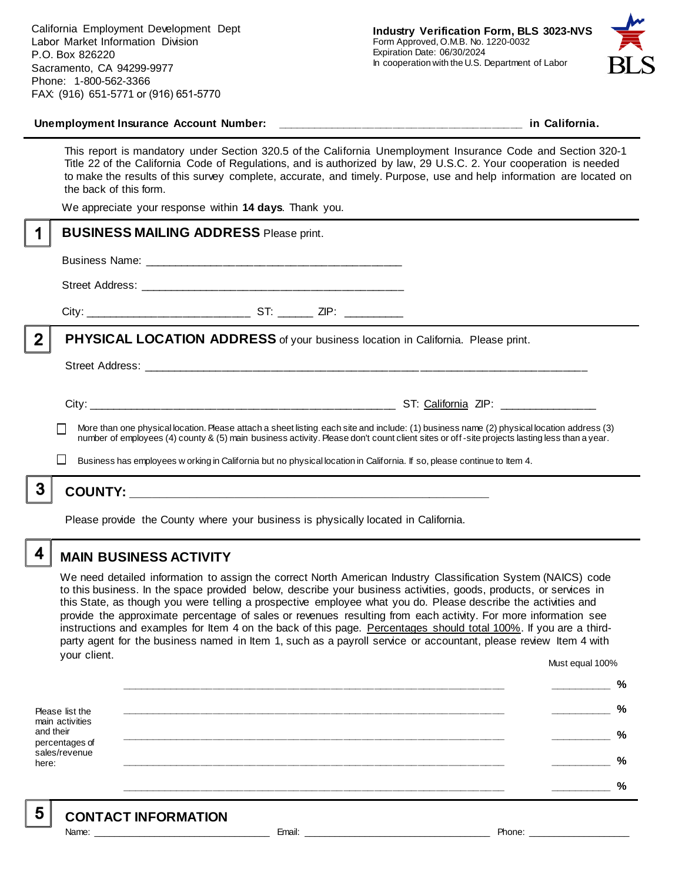California Employment Development Dept
Labor Market Information Division
P.O. Box 826220
Sacramento, CA 94299-9977
Phone: 1-800-562-3366
FAX: (916) 651-5771 or (916) 651-5770

**Industry Verification Form, BLS 3023-NVS**
Form Approved, O.M.B. No. 1220-0032
Expiration Date: 06/30/2024
In cooperation with the U.S. Department of Labor

BLS

**Unemployment Insurance Account Number:** ______________________________________ **in California.**

This report is mandatory under Section 320.5 of the California Unemployment Insurance Code and Section 320-1 Title 22 of the California Code of Regulations, and is authorized by law, 29 U.S.C. 2. Your cooperation is needed to make the results of this survey complete, accurate, and timely. Purpose, use and help information are located on the back of this form.

We appreciate your response within **14 days**. Thank you.

## 1 BUSINESS MAILING ADDRESS Please print.

Business Name: ________________________________________

Street Address: ________________________________________

City: _________________________ ST: ______ ZIP: _________

## 2 PHYSICAL LOCATION ADDRESS of your business location in California. Please print.

Street Address: ______________________________________________________________________

City: _______________________________________________ ST: California ZIP: _______________

☐ More than one physical location. Please attach a sheet listing each site and include: (1) business name (2) physical location address (3) number of employees (4) county & (5) main business activity. Please don't count client sites or off-site projects lasting less than a year.

☐ Business has employees working in California but no physical location in California. If so, please continue to Item 4.

## 3 COUNTY: _______________________________________________________

Please provide the County where your business is physically located in California.

## 4 MAIN BUSINESS ACTIVITY

We need detailed information to assign the correct North American Industry Classification System (NAICS) code to this business. In the space provided below, describe your business activities, goods, products, or services in this State, as though you were telling a prospective employee what you do. Please describe the activities and provide the approximate percentage of sales or revenues resulting from each activity. For more information see instructions and examples for Item 4 on the back of this page. Percentages should total 100%. If you are a third-party agent for the business named in Item 1, such as a payroll service or accountant, please review Item 4 with your client.

Please list the main activities and their percentages of sales/revenue here:

| Activity | Must equal 100% |
|---|---|
| ____________________________________________________________ | __________ % |
| ____________________________________________________________ | __________ % |
| ____________________________________________________________ | __________ % |
| ____________________________________________________________ | __________ % |
| ____________________________________________________________ | __________ % |

## 5 CONTACT INFORMATION

Name: ______________________________ Email: ________________________________ Phone: __________________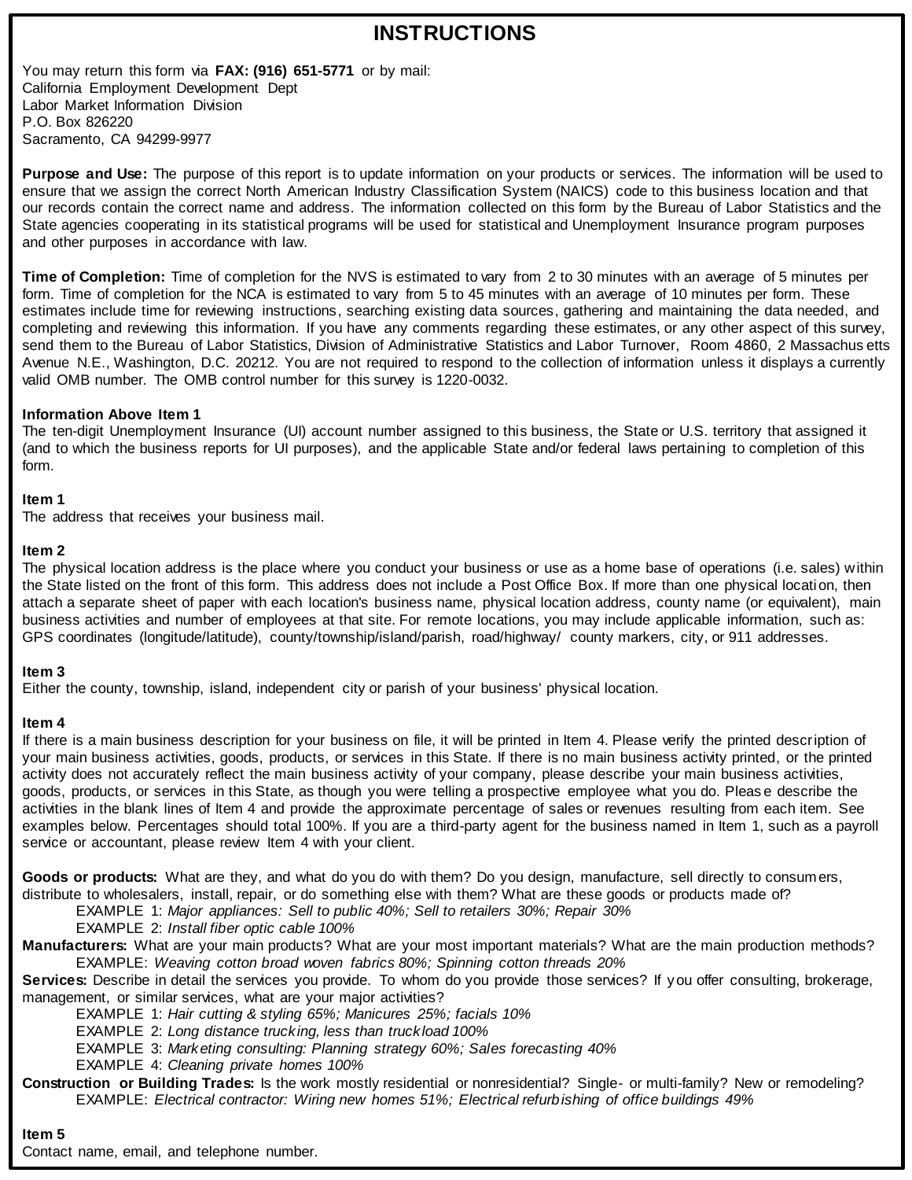# INSTRUCTIONS

You may return this form via **FAX: (916) 651-5771** or by mail:
California Employment Development Dept
Labor Market Information Division
P.O. Box 826220
Sacramento, CA 94299-9977

**Purpose and Use:** The purpose of this report is to update information on your products or services. The information will be used to ensure that we assign the correct North American Industry Classification System (NAICS) code to this business location and that our records contain the correct name and address. The information collected on this form by the Bureau of Labor Statistics and the State agencies cooperating in its statistical programs will be used for statistical and Unemployment Insurance program purposes and other purposes in accordance with law.

**Time of Completion:** Time of completion for the NVS is estimated to vary from 2 to 30 minutes with an average of 5 minutes per form. Time of completion for the NCA is estimated to vary from 5 to 45 minutes with an average of 10 minutes per form. These estimates include time for reviewing instructions, searching existing data sources, gathering and maintaining the data needed, and completing and reviewing this information. If you have any comments regarding these estimates, or any other aspect of this survey, send them to the Bureau of Labor Statistics, Division of Administrative Statistics and Labor Turnover, Room 4860, 2 Massachusetts Avenue N.E., Washington, D.C. 20212. You are not required to respond to the collection of information unless it displays a currently valid OMB number. The OMB control number for this survey is 1220-0032.

**Information Above Item 1**
The ten-digit Unemployment Insurance (UI) account number assigned to this business, the State or U.S. territory that assigned it (and to which the business reports for UI purposes), and the applicable State and/or federal laws pertaining to completion of this form.

**Item 1**
The address that receives your business mail.

**Item 2**
The physical location address is the place where you conduct your business or use as a home base of operations (i.e. sales) within the State listed on the front of this form. This address does not include a Post Office Box. If more than one physical location, then attach a separate sheet of paper with each location's business name, physical location address, county name (or equivalent), main business activities and number of employees at that site. For remote locations, you may include applicable information, such as: GPS coordinates (longitude/latitude), county/township/island/parish, road/highway/ county markers, city, or 911 addresses.

**Item 3**
Either the county, township, island, independent city or parish of your business' physical location.

**Item 4**
If there is a main business description for your business on file, it will be printed in Item 4. Please verify the printed description of your main business activities, goods, products, or services in this State. If there is no main business activity printed, or the printed activity does not accurately reflect the main business activity of your company, please describe your main business activities, goods, products, or services in this State, as though you were telling a prospective employee what you do. Please describe the activities in the blank lines of Item 4 and provide the approximate percentage of sales or revenues resulting from each item. See examples below. Percentages should total 100%. If you are a third-party agent for the business named in Item 1, such as a payroll service or accountant, please review Item 4 with your client.

**Goods or products:** What are they, and what do you do with them? Do you design, manufacture, sell directly to consumers, distribute to wholesalers, install, repair, or do something else with them? What are these goods or products made of?
EXAMPLE 1: *Major appliances: Sell to public 40%; Sell to retailers 30%; Repair 30%*
EXAMPLE 2: *Install fiber optic cable 100%*

**Manufacturers:** What are your main products? What are your most important materials? What are the main production methods?
EXAMPLE: *Weaving cotton broad woven fabrics 80%; Spinning cotton threads 20%*

**Services:** Describe in detail the services you provide. To whom do you provide those services? If you offer consulting, brokerage, management, or similar services, what are your major activities?
EXAMPLE 1: *Hair cutting & styling 65%; Manicures 25%; facials 10%*
EXAMPLE 2: *Long distance trucking, less than truckload 100%*
EXAMPLE 3: *Marketing consulting: Planning strategy 60%; Sales forecasting 40%*
EXAMPLE 4: *Cleaning private homes 100%*

**Construction or Building Trades:** Is the work mostly residential or nonresidential? Single- or multi-family? New or remodeling?
EXAMPLE: *Electrical contractor: Wiring new homes 51%; Electrical refurbishing of office buildings 49%*

**Item 5**
Contact name, email, and telephone number.